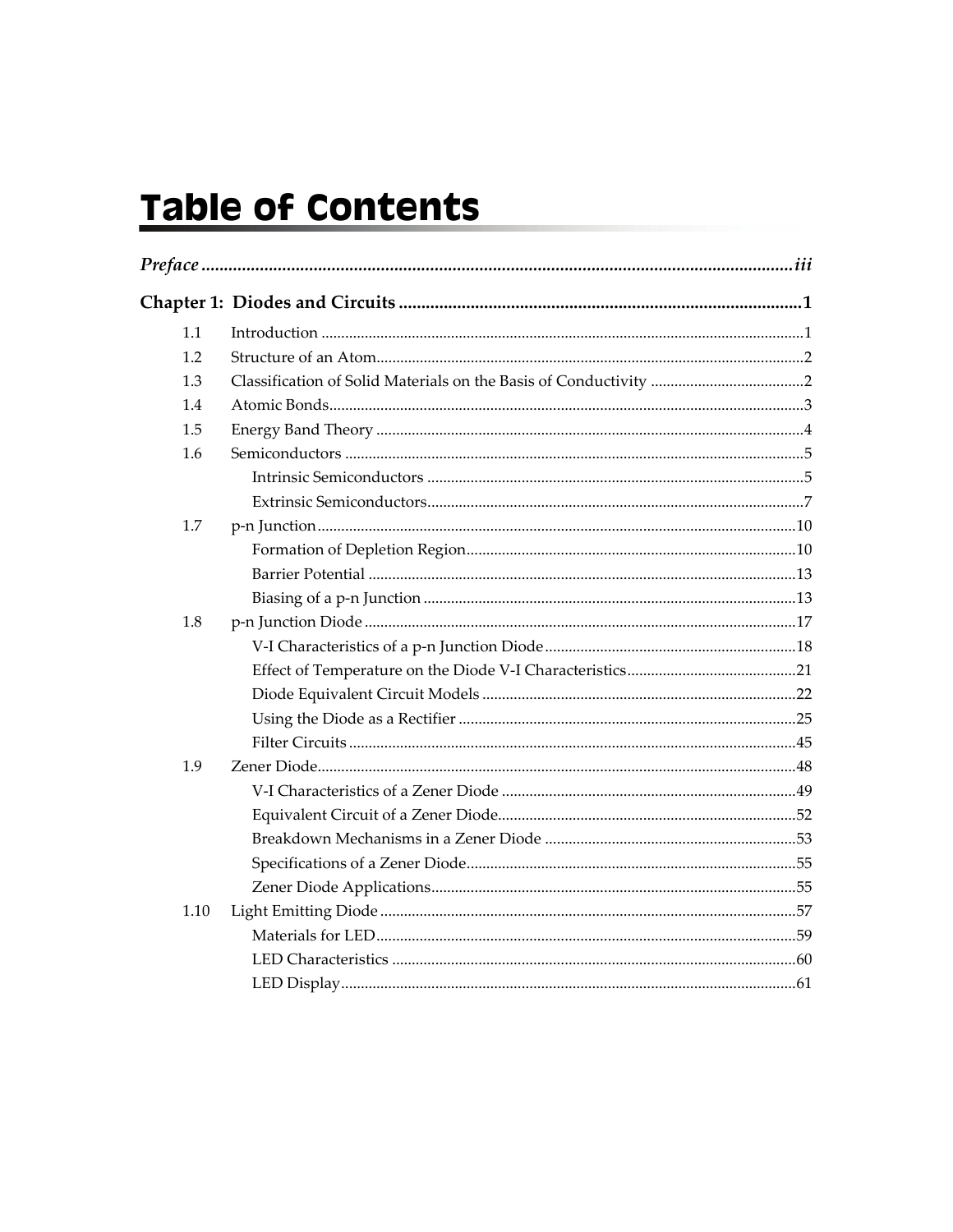# Table of Contents

*Preface* ....................................................................................................................... *iii*

**Chapter 1: Diodes and Circuits** ........................................................................................... **1**

- 1.1 Introduction ........................................................................................................... 1
- 1.2 Structure of an Atom............................................................................................. 2
- 1.3 Classification of Solid Materials on the Basis of Conductivity ....................................... 2
- 1.4 Atomic Bonds.......................................................................................................... 3
- 1.5 Energy Band Theory .............................................................................................. 4
- 1.6 Semiconductors ...................................................................................................... 5
  - Intrinsic Semiconductors ................................................................................ 5
  - Extrinsic Semiconductors................................................................................ 7
- 1.7 p-n Junction........................................................................................................... 10
  - Formation of Depletion Region.................................................................... 10
  - Barrier Potential ............................................................................................. 13
  - Biasing of a p-n Junction ............................................................................... 13
- 1.8 p-n Junction Diode ................................................................................................ 17
  - V-I Characteristics of a p-n Junction Diode................................................ 18
  - Effect of Temperature on the Diode V-I Characteristics............................ 21
  - Diode Equivalent Circuit Models ................................................................ 22
  - Using the Diode as a Rectifier ...................................................................... 25
  - Filter Circuits .................................................................................................. 45
- 1.9 Zener Diode............................................................................................................ 48
  - V-I Characteristics of a Zener Diode ........................................................... 49
  - Equivalent Circuit of a Zener Diode............................................................ 52
  - Breakdown Mechanisms in a Zener Diode ................................................ 53
  - Specifications of a Zener Diode.................................................................... 55
  - Zener Diode Applications............................................................................. 55
- 1.10 Light Emitting Diode ........................................................................................... 57
  - Materials for LED........................................................................................... 59
  - LED Characteristics ....................................................................................... 60
  - LED Display.................................................................................................... 61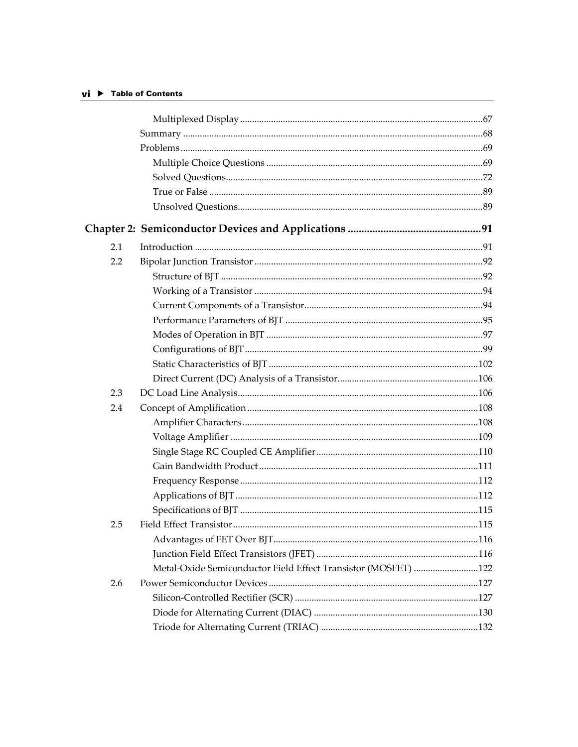Multiplexed Display ....................................................................................................67

Summary ............................................................................................................68

Problems .............................................................................................................69

Multiple Choice Questions ..........................................................................69

Solved Questions..........................................................................................72

True or False ..................................................................................................89

Unsolved Questions......................................................................................89

**Chapter 2: Semiconductor Devices and Applications ................................................91**

| | | |
|---|---|---|
| 2.1 | Introduction ........................................................................................................ | 91 |
| 2.2 | Bipolar Junction Transistor ............................................................................... | 92 |
| | Structure of BJT ............................................................................................ | 92 |
| | Working of a Transistor ............................................................................... | 94 |
| | Current Components of a Transistor.......................................................... | 94 |
| | Performance Parameters of BJT ................................................................. | 95 |
| | Modes of Operation in BJT ......................................................................... | 97 |
| | Configurations of BJT .................................................................................. | 99 |
| | Static Characteristics of BJT ....................................................................... | 102 |
| | Direct Current (DC) Analysis of a Transistor............................................ | 106 |
| 2.3 | DC Load Line Analysis..................................................................................... | 106 |
| 2.4 | Concept of Amplification ................................................................................. | 108 |
| | Amplifier Characters .................................................................................. | 108 |
| | Voltage Amplifier ....................................................................................... | 109 |
| | Single Stage RC Coupled CE Amplifier.................................................... | 110 |
| | Gain Bandwidth Product ........................................................................... | 111 |
| | Frequency Response ................................................................................... | 112 |
| | Applications of BJT .................................................................................... | 112 |
| | Specifications of BJT .................................................................................. | 115 |
| 2.5 | Field Effect Transistor...................................................................................... | 115 |
| | Advantages of FET Over BJT..................................................................... | 116 |
| | Junction Field Effect Transistors (JFET) ................................................... | 116 |
| | Metal-Oxide Semiconductor Field Effect Transistor (MOSFET) ........... | 122 |
| 2.6 | Power Semiconductor Devices ....................................................................... | 127 |
| | Silicon-Controlled Rectifier (SCR) ............................................................ | 127 |
| | Diode for Alternating Current (DIAC) .................................................... | 130 |
| | Triode for Alternating Current (TRIAC) ................................................. | 132 |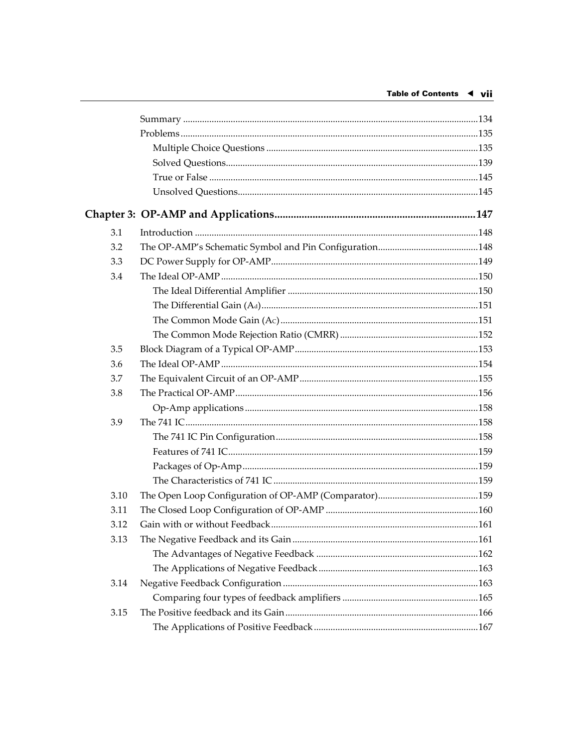Summary ..........134

Problems ..........135

- Multiple Choice Questions ..........135
- Solved Questions ..........139
- True or False ..........145
- Unsolved Questions ..........145

## Chapter 3: OP-AMP and Applications ..........147

| | | |
|---|---|---|
| 3.1 | Introduction | 148 |
| 3.2 | The OP-AMP's Schematic Symbol and Pin Configuration | 148 |
| 3.3 | DC Power Supply for OP-AMP | 149 |
| 3.4 | The Ideal OP-AMP | 150 |
| | The Ideal Differential Amplifier | 150 |
| | The Differential Gain ($A_d$) | 151 |
| | The Common Mode Gain ($A_C$) | 151 |
| | The Common Mode Rejection Ratio (CMRR) | 152 |
| 3.5 | Block Diagram of a Typical OP-AMP | 153 |
| 3.6 | The Ideal OP-AMP | 154 |
| 3.7 | The Equivalent Circuit of an OP-AMP | 155 |
| 3.8 | The Practical OP-AMP | 156 |
| | Op-Amp applications | 158 |
| 3.9 | The 741 IC | 158 |
| | The 741 IC Pin Configuration | 158 |
| | Features of 741 IC | 159 |
| | Packages of Op-Amp | 159 |
| | The Characteristics of 741 IC | 159 |
| 3.10 | The Open Loop Configuration of OP-AMP (Comparator) | 159 |
| 3.11 | The Closed Loop Configuration of OP-AMP | 160 |
| 3.12 | Gain with or without Feedback | 161 |
| 3.13 | The Negative Feedback and its Gain | 161 |
| | The Advantages of Negative Feedback | 162 |
| | The Applications of Negative Feedback | 163 |
| 3.14 | Negative Feedback Configuration | 163 |
| | Comparing four types of feedback amplifiers | 165 |
| 3.15 | The Positive feedback and its Gain | 166 |
| | The Applications of Positive Feedback | 167 |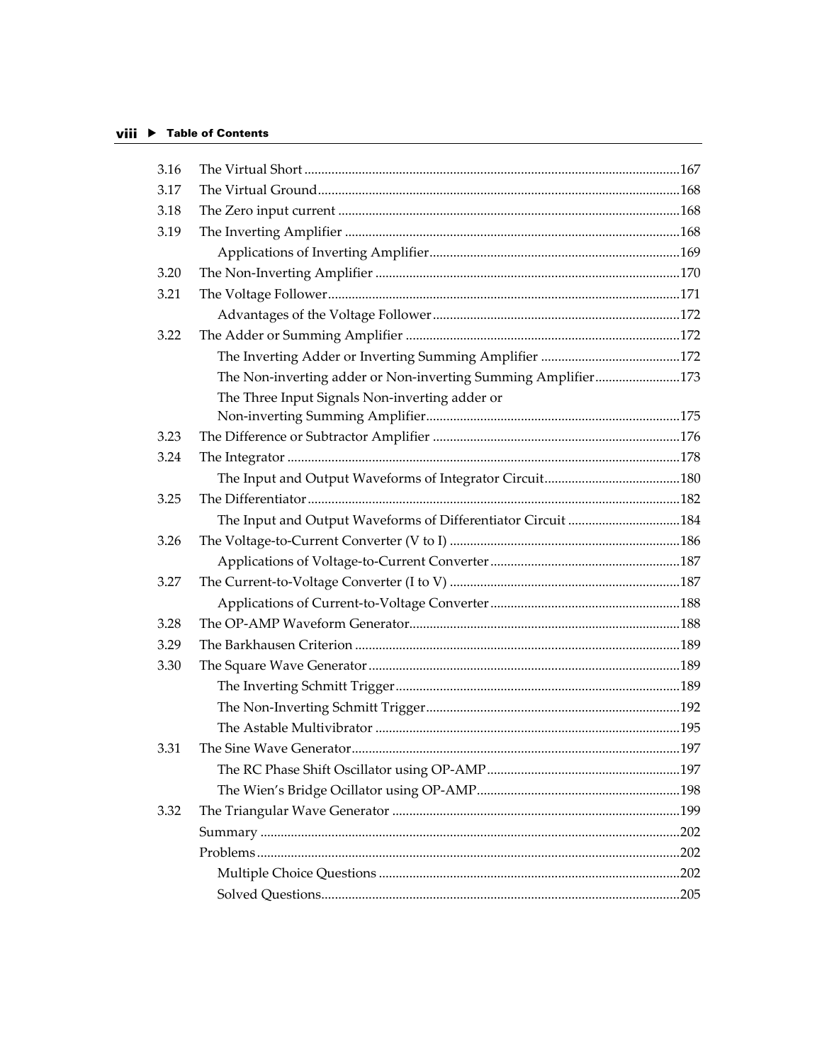| | | |
|---|---|---|
| 3.16 | The Virtual Short | 167 |
| 3.17 | The Virtual Ground | 168 |
| 3.18 | The Zero input current | 168 |
| 3.19 | The Inverting Amplifier | 168 |
| | Applications of Inverting Amplifier | 169 |
| 3.20 | The Non-Inverting Amplifier | 170 |
| 3.21 | The Voltage Follower | 171 |
| | Advantages of the Voltage Follower | 172 |
| 3.22 | The Adder or Summing Amplifier | 172 |
| | The Inverting Adder or Inverting Summing Amplifier | 172 |
| | The Non-inverting adder or Non-inverting Summing Amplifier | 173 |
| | The Three Input Signals Non-inverting adder or Non-inverting Summing Amplifier | 175 |
| 3.23 | The Difference or Subtractor Amplifier | 176 |
| 3.24 | The Integrator | 178 |
| | The Input and Output Waveforms of Integrator Circuit | 180 |
| 3.25 | The Differentiator | 182 |
| | The Input and Output Waveforms of Differentiator Circuit | 184 |
| 3.26 | The Voltage-to-Current Converter (V to I) | 186 |
| | Applications of Voltage-to-Current Converter | 187 |
| 3.27 | The Current-to-Voltage Converter (I to V) | 187 |
| | Applications of Current-to-Voltage Converter | 188 |
| 3.28 | The OP-AMP Waveform Generator | 188 |
| 3.29 | The Barkhausen Criterion | 189 |
| 3.30 | The Square Wave Generator | 189 |
| | The Inverting Schmitt Trigger | 189 |
| | The Non-Inverting Schmitt Trigger | 192 |
| | The Astable Multivibrator | 195 |
| 3.31 | The Sine Wave Generator | 197 |
| | The RC Phase Shift Oscillator using OP-AMP | 197 |
| | The Wien's Bridge Oscillator using OP-AMP | 198 |
| 3.32 | The Triangular Wave Generator | 199 |
| | Summary | 202 |
| | Problems | 202 |
| | Multiple Choice Questions | 202 |
| | Solved Questions | 205 |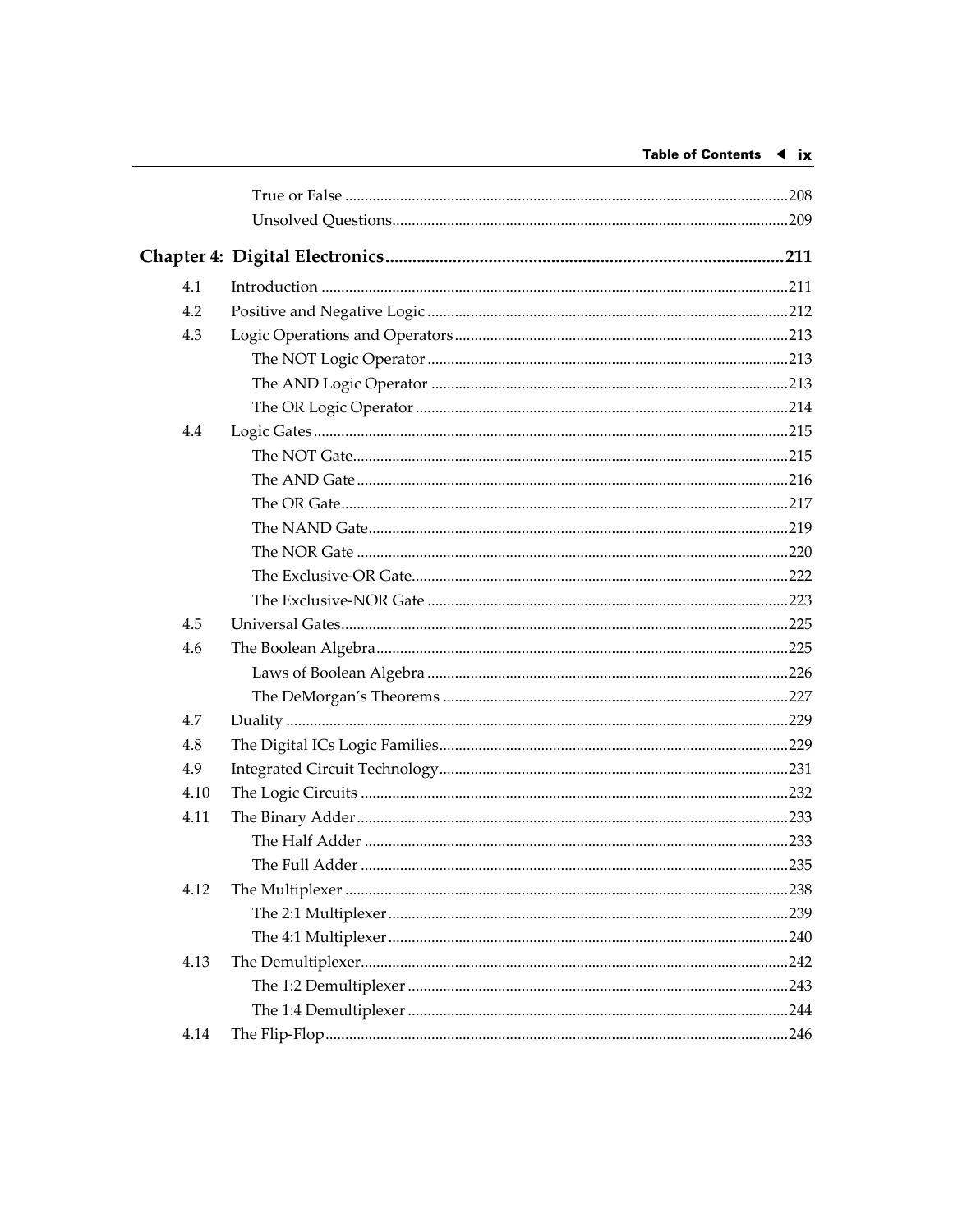True or False ..... 208

Unsolved Questions ..... 209

**Chapter 4: Digital Electronics ..... 211**

| | | |
|---|---|---|
| 4.1 | Introduction | 211 |
| 4.2 | Positive and Negative Logic | 212 |
| 4.3 | Logic Operations and Operators | 213 |
| | The NOT Logic Operator | 213 |
| | The AND Logic Operator | 213 |
| | The OR Logic Operator | 214 |
| 4.4 | Logic Gates | 215 |
| | The NOT Gate | 215 |
| | The AND Gate | 216 |
| | The OR Gate | 217 |
| | The NAND Gate | 219 |
| | The NOR Gate | 220 |
| | The Exclusive-OR Gate | 222 |
| | The Exclusive-NOR Gate | 223 |
| 4.5 | Universal Gates | 225 |
| 4.6 | The Boolean Algebra | 225 |
| | Laws of Boolean Algebra | 226 |
| | The DeMorgan's Theorems | 227 |
| 4.7 | Duality | 229 |
| 4.8 | The Digital ICs Logic Families | 229 |
| 4.9 | Integrated Circuit Technology | 231 |
| 4.10 | The Logic Circuits | 232 |
| 4.11 | The Binary Adder | 233 |
| | The Half Adder | 233 |
| | The Full Adder | 235 |
| 4.12 | The Multiplexer | 238 |
| | The 2:1 Multiplexer | 239 |
| | The 4:1 Multiplexer | 240 |
| 4.13 | The Demultiplexer | 242 |
| | The 1:2 Demultiplexer | 243 |
| | The 1:4 Demultiplexer | 244 |
| 4.14 | The Flip-Flop | 246 |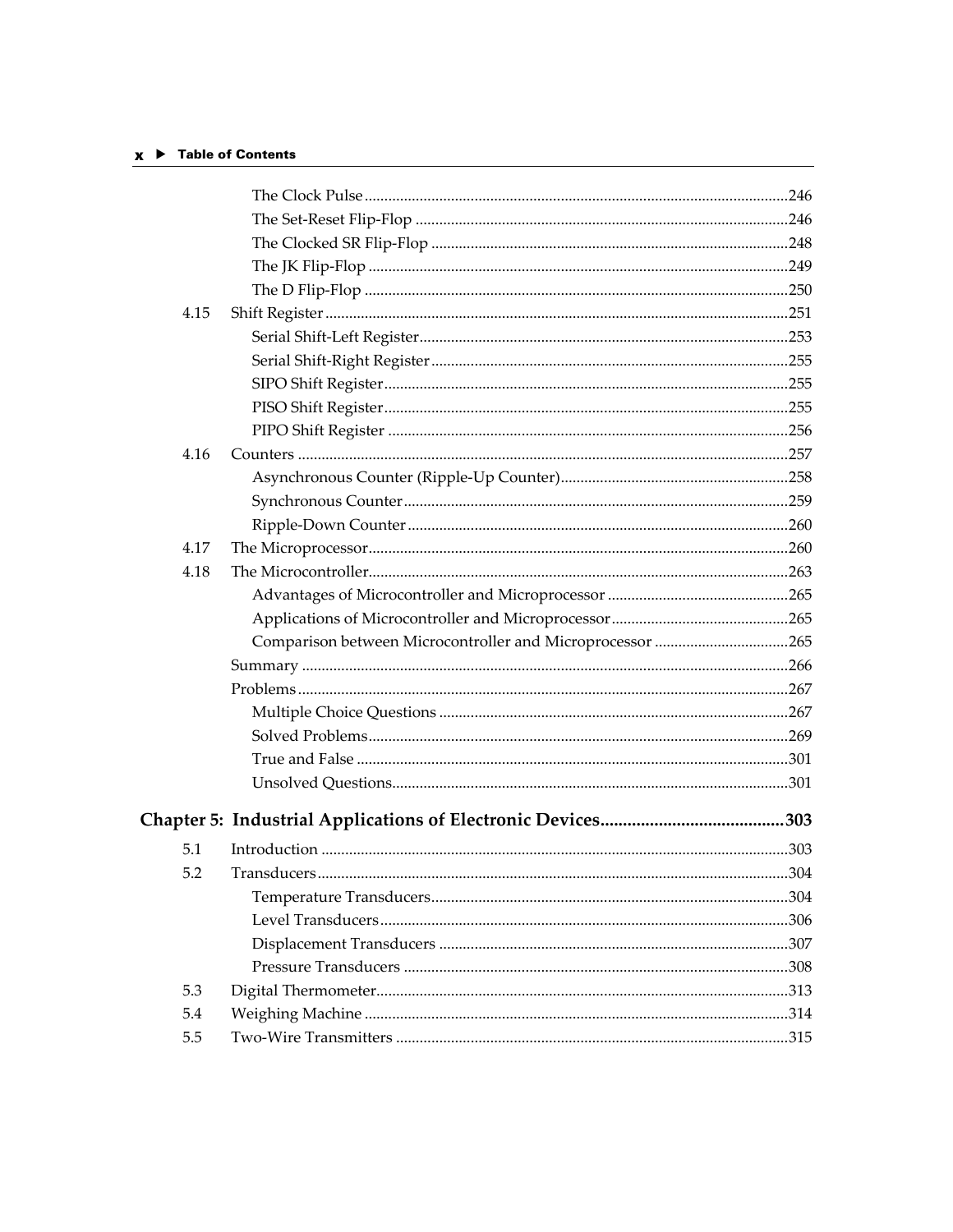| | | |
|---|---|---|
| | The Clock Pulse | 246 |
| | The Set-Reset Flip-Flop | 246 |
| | The Clocked SR Flip-Flop | 248 |
| | The JK Flip-Flop | 249 |
| | The D Flip-Flop | 250 |
| 4.15 | Shift Register | 251 |
| | Serial Shift-Left Register | 253 |
| | Serial Shift-Right Register | 255 |
| | SIPO Shift Register | 255 |
| | PISO Shift Register | 255 |
| | PIPO Shift Register | 256 |
| 4.16 | Counters | 257 |
| | Asynchronous Counter (Ripple-Up Counter) | 258 |
| | Synchronous Counter | 259 |
| | Ripple-Down Counter | 260 |
| 4.17 | The Microprocessor | 260 |
| 4.18 | The Microcontroller | 263 |
| | Advantages of Microcontroller and Microprocessor | 265 |
| | Applications of Microcontroller and Microprocessor | 265 |
| | Comparison between Microcontroller and Microprocessor | 265 |
| | Summary | 266 |
| | Problems | 267 |
| | Multiple Choice Questions | 267 |
| | Solved Problems | 269 |
| | True and False | 301 |
| | Unsolved Questions | 301 |

## Chapter 5: Industrial Applications of Electronic Devices ........ 303

| | | |
|---|---|---|
| 5.1 | Introduction | 303 |
| 5.2 | Transducers | 304 |
| | Temperature Transducers | 304 |
| | Level Transducers | 306 |
| | Displacement Transducers | 307 |
| | Pressure Transducers | 308 |
| 5.3 | Digital Thermometer | 313 |
| 5.4 | Weighing Machine | 314 |
| 5.5 | Two-Wire Transmitters | 315 |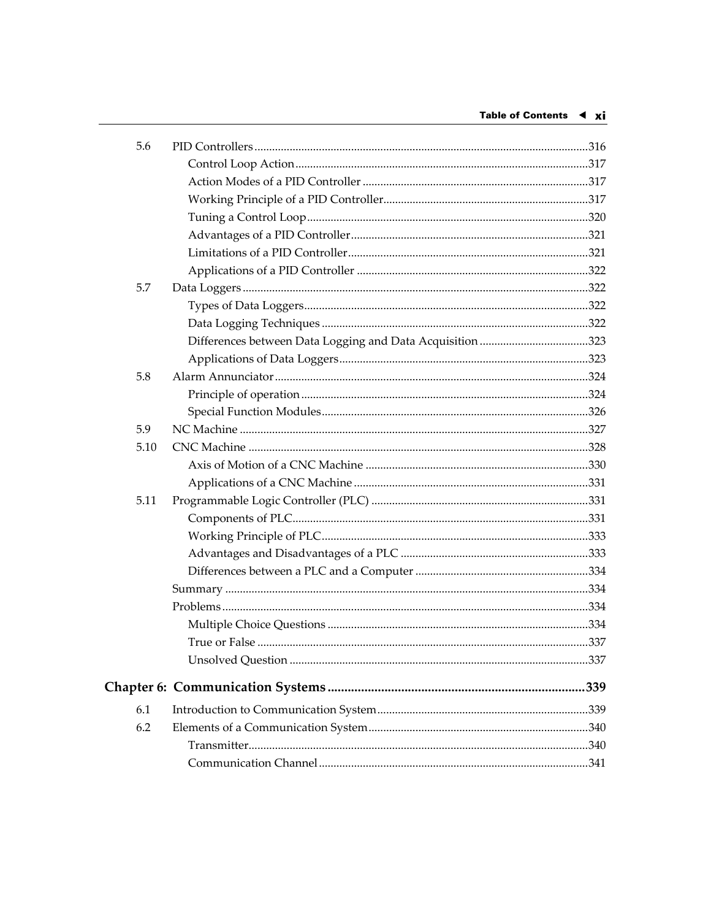| | | |
|---|---|---|
| 5.6 | PID Controllers | 316 |
| | Control Loop Action | 317 |
| | Action Modes of a PID Controller | 317 |
| | Working Principle of a PID Controller | 317 |
| | Tuning a Control Loop | 320 |
| | Advantages of a PID Controller | 321 |
| | Limitations of a PID Controller | 321 |
| | Applications of a PID Controller | 322 |
| 5.7 | Data Loggers | 322 |
| | Types of Data Loggers | 322 |
| | Data Logging Techniques | 322 |
| | Differences between Data Logging and Data Acquisition | 323 |
| | Applications of Data Loggers | 323 |
| 5.8 | Alarm Annunciator | 324 |
| | Principle of operation | 324 |
| | Special Function Modules | 326 |
| 5.9 | NC Machine | 327 |
| 5.10 | CNC Machine | 328 |
| | Axis of Motion of a CNC Machine | 330 |
| | Applications of a CNC Machine | 331 |
| 5.11 | Programmable Logic Controller (PLC) | 331 |
| | Components of PLC | 331 |
| | Working Principle of PLC | 333 |
| | Advantages and Disadvantages of a PLC | 333 |
| | Differences between a PLC and a Computer | 334 |
| | Summary | 334 |
| | Problems | 334 |
| | Multiple Choice Questions | 334 |
| | True or False | 337 |
| | Unsolved Question | 337 |

## Chapter 6: Communication Systems ... 339

| | | |
|---|---|---|
| 6.1 | Introduction to Communication System | 339 |
| 6.2 | Elements of a Communication System | 340 |
| | Transmitter | 340 |
| | Communication Channel | 341 |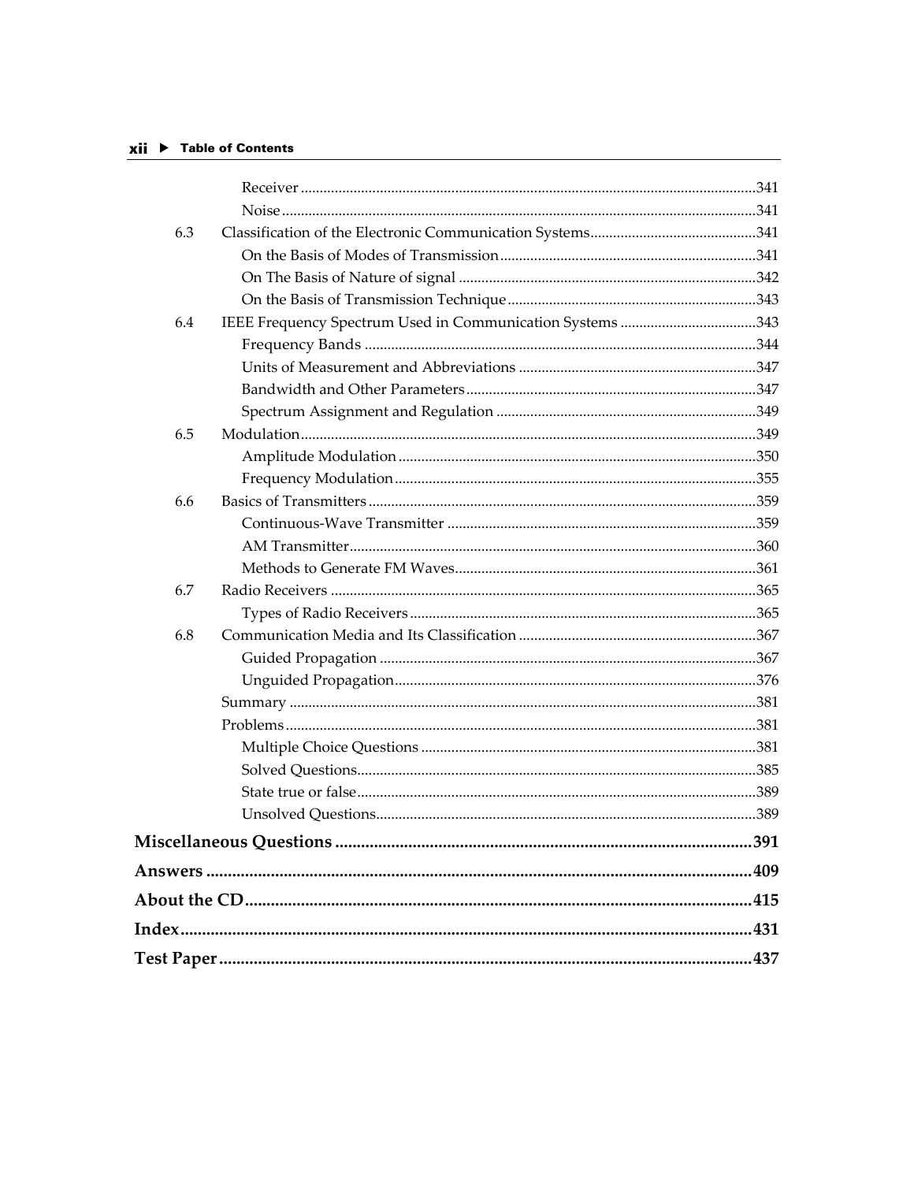Receiver ..........341
Noise ..........341

6.3 Classification of the Electronic Communication Systems ..........341
On the Basis of Modes of Transmission ..........341
On The Basis of Nature of signal ..........342
On the Basis of Transmission Technique ..........343

6.4 IEEE Frequency Spectrum Used in Communication Systems ..........343
Frequency Bands ..........344
Units of Measurement and Abbreviations ..........347
Bandwidth and Other Parameters ..........347
Spectrum Assignment and Regulation ..........349

6.5 Modulation ..........349
Amplitude Modulation ..........350
Frequency Modulation ..........355

6.6 Basics of Transmitters ..........359
Continuous-Wave Transmitter ..........359
AM Transmitter ..........360
Methods to Generate FM Waves ..........361

6.7 Radio Receivers ..........365
Types of Radio Receivers ..........365

6.8 Communication Media and Its Classification ..........367
Guided Propagation ..........367
Unguided Propagation ..........376

Summary ..........381
Problems ..........381
Multiple Choice Questions ..........381
Solved Questions ..........385
State true or false ..........389
Unsolved Questions ..........389

**Miscellaneous Questions ..........391**

**Answers ..........409**

**About the CD ..........415**

**Index ..........431**

**Test Paper ..........437**